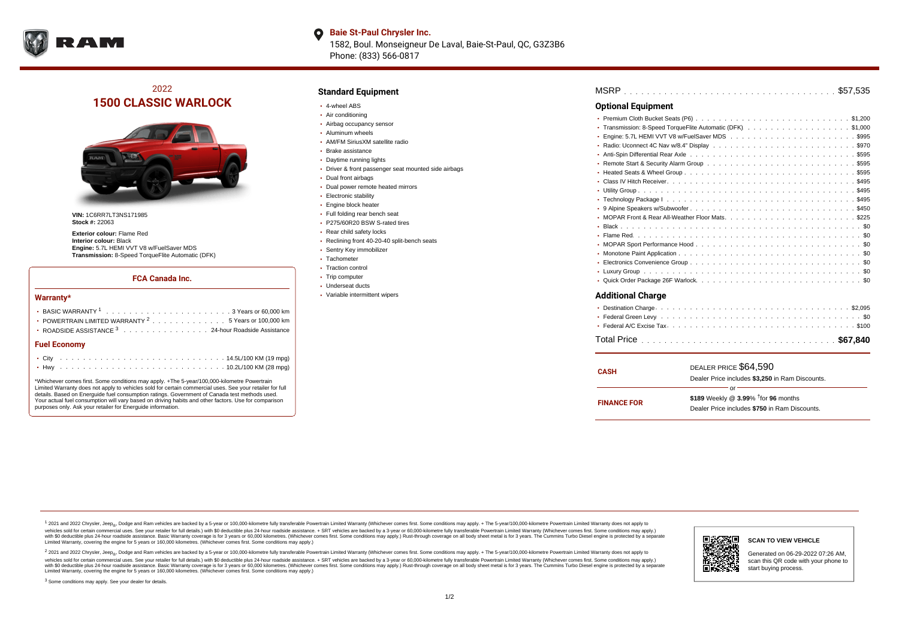**Baie St-Paul Chrysler Inc.**
1582, Boul. Monseigneur De Laval, Baie-St-Paul, QC, G3Z3B6
Phone: (833) 566-0817

## 2022
# 1500 CLASSIC WARLOCK

**VIN:** 1C6RR7LT3NS171985
**Stock #:** 22063

**Exterior colour:** Flame Red
**Interior colour:** Black
**Engine:** 5.7L HEMI VVT V8 w/FuelSaver MDS
**Transmission:** 8-Speed TorqueFlite Automatic (DFK)

### FCA Canada Inc.

#### Warranty*

- BASIC WARRANTY [1] . . . . . 3 Years or 60,000 km
- POWERTRAIN LIMITED WARRANTY [2] . . . . . 5 Years or 100,000 km
- ROADSIDE ASSISTANCE [3] . . . . . 24-hour Roadside Assistance

#### Fuel Economy

- City . . . . . 14.5L/100 KM (19 mpg)
- Hwy . . . . . 10.2L/100 KM (28 mpg)

*Whichever comes first. Some conditions may apply. +The 5-year/100,000-kilometre Powertrain Limited Warranty does not apply to vehicles sold for certain commercial uses. See your retailer for full details. Based on Energuide fuel consumption ratings. Government of Canada test methods used. Your actual fuel consumption will vary based on driving habits and other factors. Use for comparison purposes only. Ask your retailer for Energuide information.

## Standard Equipment

- 4-wheel ABS
- Air conditioning
- Airbag occupancy sensor
- Aluminum wheels
- AM/FM SiriusXM satellite radio
- Brake assistance
- Daytime running lights
- Driver & front passenger seat mounted side airbags
- Dual front airbags
- Dual power remote heated mirrors
- Electronic stability
- Engine block heater
- Full folding rear bench seat
- P275/60R20 BSW S-rated tires
- Rear child safety locks
- Reclining front 40-20-40 split-bench seats
- Sentry Key immobilizer
- Tachometer
- Traction control
- Trip computer
- Underseat ducts
- Variable intermittent wipers

MSRP . . . . . $57,535

## Optional Equipment

- Premium Cloth Bucket Seats (P6) . . . . . $1,200
- Transmission: 8-Speed TorqueFlite Automatic (DFK) . . . . . $1,000
- Engine: 5.7L HEMI VVT V8 w/FuelSaver MDS . . . . . $995
- Radio: Uconnect 4C Nav w/8.4" Display . . . . . $970
- Anti-Spin Differential Rear Axle . . . . . $595
- Remote Start & Security Alarm Group . . . . . $595
- Heated Seats & Wheel Group . . . . . $595
- Class IV Hitch Receiver . . . . . $495
- Utility Group . . . . . $495
- Technology Package I . . . . . $495
- 9 Alpine Speakers w/Subwoofer . . . . . $450
- MOPAR Front & Rear All-Weather Floor Mats . . . . . $225
- Black . . . . . $0
- Flame Red . . . . . $0
- MOPAR Sport Performance Hood . . . . . $0
- Monotone Paint Application . . . . . $0
- Electronics Convenience Group . . . . . $0
- Luxury Group . . . . . $0
- Quick Order Package 26F Warlock . . . . . $0

## Additional Charge

- Destination Charge . . . . . $2,095
- Federal Green Levy . . . . . $0
- Federal A/C Excise Tax . . . . . $100

Total Price . . . . . **$67,840**

| | |
|---|---|
| **CASH** | DEALER PRICE $64,590<br>Dealer Price includes **$3,250** in Ram Discounts. |
| or | |
| **FINANCE FOR** | **$189** Weekly @ **3.99**% †for **96** months<br>Dealer Price includes **$750** in Ram Discounts. |

[1] 2021 and 2022 Chrysler, Jeep®, Dodge and Ram vehicles are backed by a 5-year or 100,000-kilometre fully transferable Powertrain Limited Warranty (Whichever comes first. Some conditions may apply. + The 5-year/100,000-kilometre Powertrain Limited Warranty does not apply to vehicles sold for certain commercial uses. See your retailer for full details.) with $0 deductible plus 24-hour roadside assistance. + SRT vehicles are backed by a 3-year or 60,000-kilometre fully transferable Powertrain Limited Warranty (Whichever comes first. Some conditions may apply.) with $0 deductible plus 24-hour roadside assistance. Basic Warranty coverage is for 3 years or 60,000 kilometres. (Whichever comes first. Some conditions may apply.) Rust-through coverage on all body sheet metal is for 3 years. The Cummins Turbo Diesel engine is protected by a separate Limited Warranty, covering the engine for 5 years or 160,000 kilometres. (Whichever comes first. Some conditions may apply.)

[2] 2021 and 2022 Chrysler, Jeep®, Dodge and Ram vehicles are backed by a 5-year or 100,000-kilometre fully transferable Powertrain Limited Warranty (Whichever comes first. Some conditions may apply. + The 5-year/100,000-kilometre Powertrain Limited Warranty does not apply to vehicles sold for certain commercial uses. See your retailer for full details.) with $0 deductible plus 24-hour roadside assistance. + SRT vehicles are backed by a 3-year or 60,000-kilometre fully transferable Powertrain Limited Warranty (Whichever comes first. Some conditions may apply.) with $0 deductible plus 24-hour roadside assistance. Basic Warranty coverage is for 3 years or 60,000 kilometres. (Whichever comes first. Some conditions may apply.) Rust-through coverage on all body sheet metal is for 3 years. The Cummins Turbo Diesel engine is protected by a separate Limited Warranty, covering the engine for 5 years or 160,000 kilometres. (Whichever comes first. Some conditions may apply.)

[3] Some conditions may apply. See your dealer for details.

**SCAN TO VIEW VEHICLE**

Generated on 06-29-2022 07:26 AM, scan this QR code with your phone to start buying process.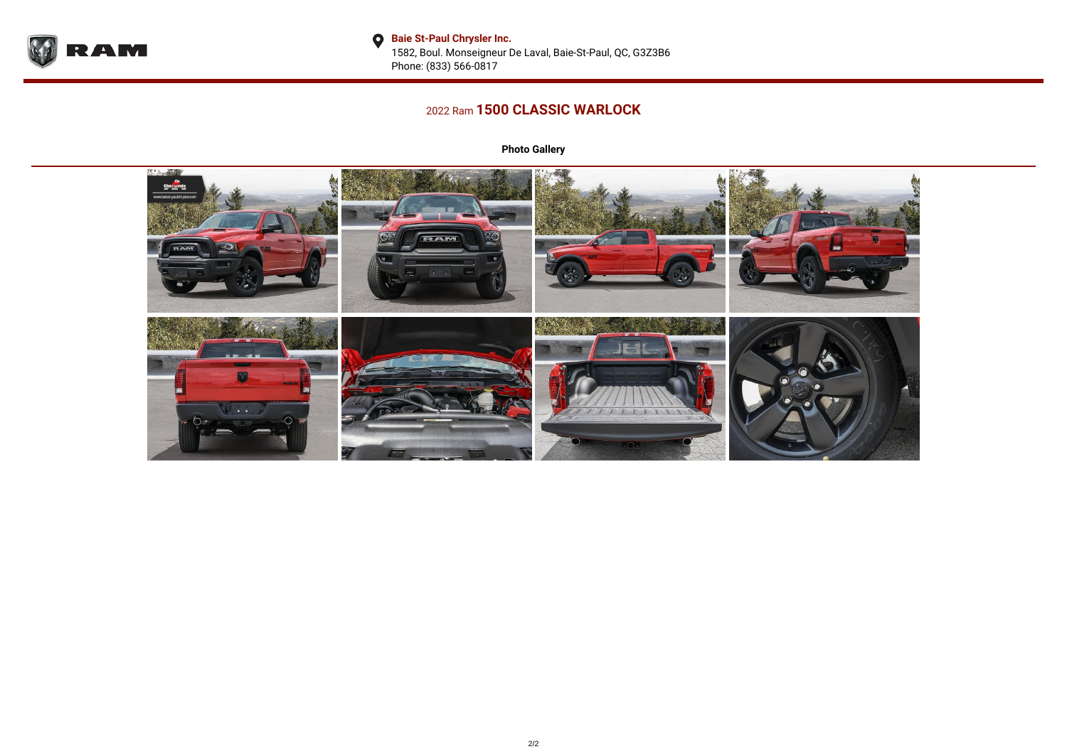**Baie St-Paul Chrysler Inc.**
1582, Boul. Monseigneur De Laval, Baie-St-Paul, QC, G3Z3B6
Phone: (833) 566-0817

# 2022 Ram **1500 CLASSIC WARLOCK**

**Photo Gallery**